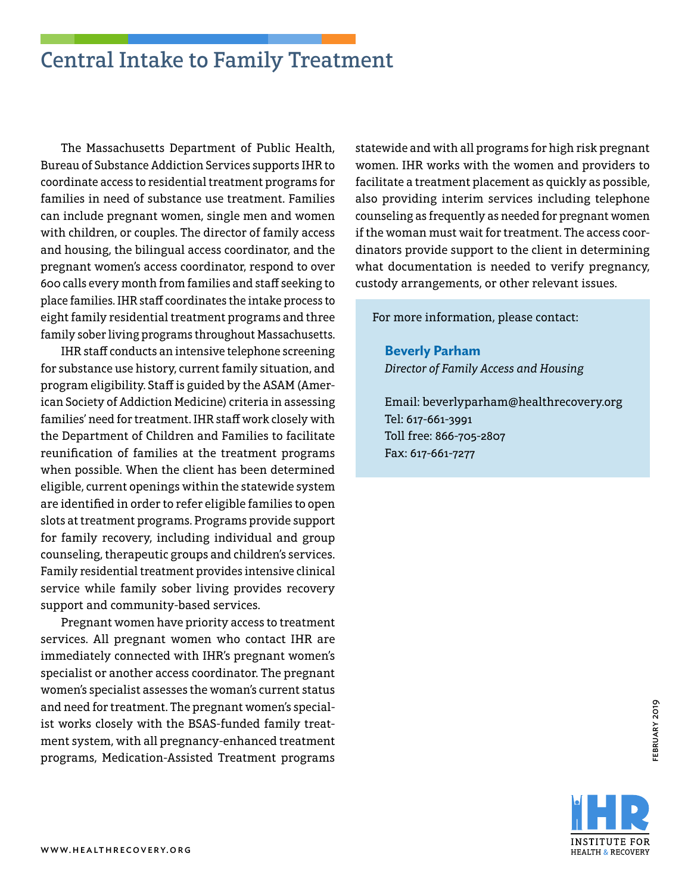# Central Intake to Family Treatment

The Massachusetts Department of Public Health, Bureau of Substance Addiction Services supports IHR to coordinate access to residential treatment programs for families in need of substance use treatment. Families can include pregnant women, single men and women with children, or couples. The director of family access and housing, the bilingual access coordinator, and the pregnant women's access coordinator, respond to over 600 calls every month from families and staff seeking to place families. IHR staff coordinates the intake process to eight family residential treatment programs and three family sober living programs throughout Massachusetts.

IHR staff conducts an intensive telephone screening for substance use history, current family situation, and program eligibility. Staff is guided by the ASAM (American Society of Addiction Medicine) criteria in assessing families' need for treatment. IHR staff work closely with the Department of Children and Families to facilitate reunification of families at the treatment programs when possible. When the client has been determined eligible, current openings within the statewide system are identified in order to refer eligible families to open slots at treatment programs. Programs provide support for family recovery, including individual and group counseling, therapeutic groups and children's services. Family residential treatment provides intensive clinical service while family sober living provides recovery support and community-based services.

Pregnant women have priority access to treatment services. All pregnant women who contact IHR are immediately connected with IHR's pregnant women's specialist or another access coordinator. The pregnant women's specialist assesses the woman's current status and need for treatment. The pregnant women's specialist works closely with the BSAS-funded family treatment system, with all pregnancy-enhanced treatment programs, Medication-Assisted Treatment programs statewide and with all programs for high risk pregnant women. IHR works with the women and providers to facilitate a treatment placement as quickly as possible, also providing interim services including telephone counseling as frequently as needed for pregnant women if the woman must wait for treatment. The access coordinators provide support to the client in determining what documentation is needed to verify pregnancy, custody arrangements, or other relevant issues.

For more information, please contact:

**Beverly Parham**
*Director of Family Access and Housing*

Email: beverlyparham@healthrecovery.org
Tel: 617-661-3991
Toll free: 866-705-2807
Fax: 617-661-7277

FEBRUARY 2019

WWW.HEALTHRECOVERY.ORG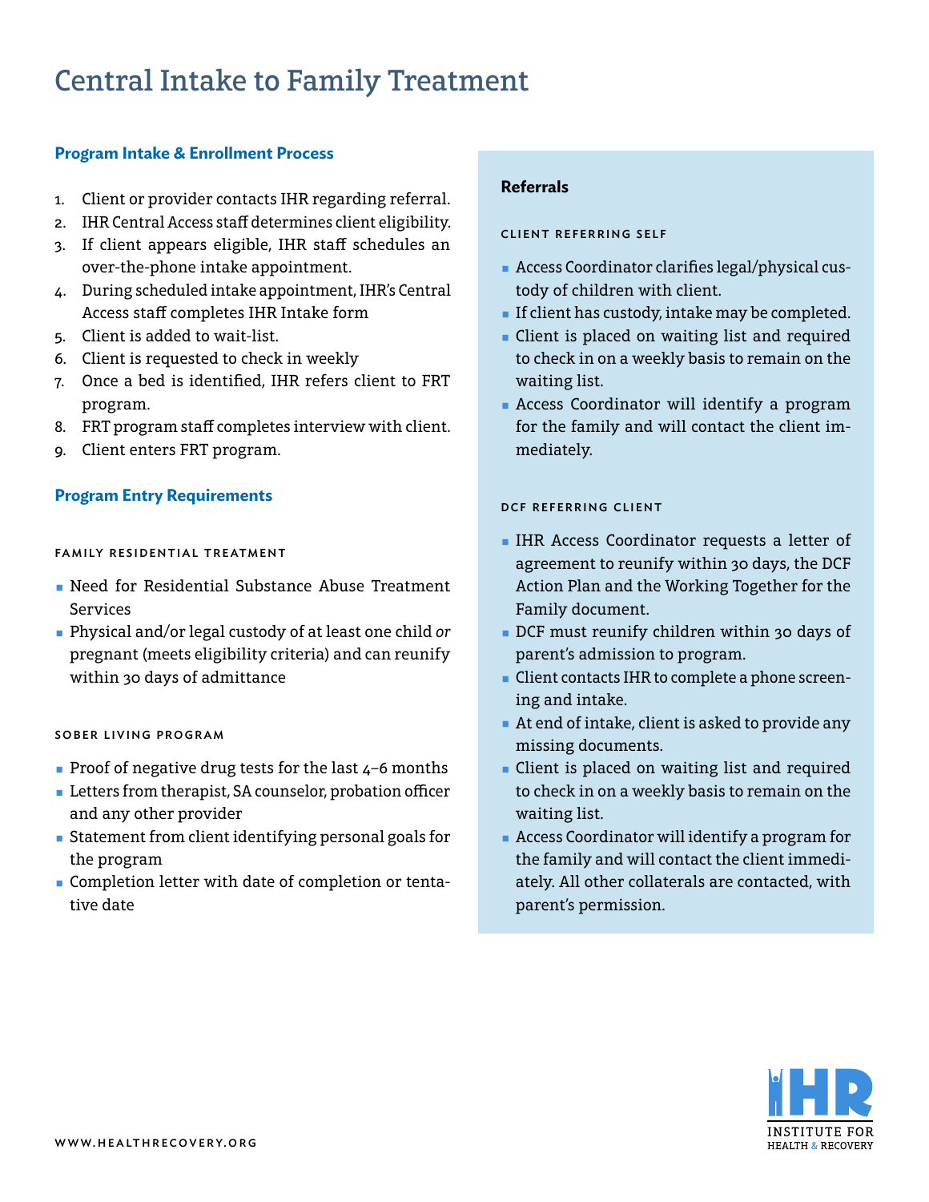# Central Intake to Family Treatment

## Program Intake & Enrollment Process

1. Client or provider contacts IHR regarding referral.
2. IHR Central Access staff determines client eligibility.
3. If client appears eligible, IHR staff schedules an over-the-phone intake appointment.
4. During scheduled intake appointment, IHR's Central Access staff completes IHR Intake form
5. Client is added to wait-list.
6. Client is requested to check in weekly
7. Once a bed is identified, IHR refers client to FRT program.
8. FRT program staff completes interview with client.
9. Client enters FRT program.

## Program Entry Requirements

### FAMILY RESIDENTIAL TREATMENT

- Need for Residential Substance Abuse Treatment Services
- Physical and/or legal custody of at least one child *or* pregnant (meets eligibility criteria) and can reunify within 30 days of admittance

### SOBER LIVING PROGRAM

- Proof of negative drug tests for the last 4–6 months
- Letters from therapist, SA counselor, probation officer and any other provider
- Statement from client identifying personal goals for the program
- Completion letter with date of completion or tentative date

## Referrals

### CLIENT REFERRING SELF

- Access Coordinator clarifies legal/physical custody of children with client.
- If client has custody, intake may be completed.
- Client is placed on waiting list and required to check in on a weekly basis to remain on the waiting list.
- Access Coordinator will identify a program for the family and will contact the client immediately.

### DCF REFERRING CLIENT

- IHR Access Coordinator requests a letter of agreement to reunify within 30 days, the DCF Action Plan and the Working Together for the Family document.
- DCF must reunify children within 30 days of parent's admission to program.
- Client contacts IHR to complete a phone screening and intake.
- At end of intake, client is asked to provide any missing documents.
- Client is placed on waiting list and required to check in on a weekly basis to remain on the waiting list.
- Access Coordinator will identify a program for the family and will contact the client immediately. All other collaterals are contacted, with parent's permission.

WWW.HEALTHRECOVERY.ORG

IHR INSTITUTE FOR HEALTH & RECOVERY